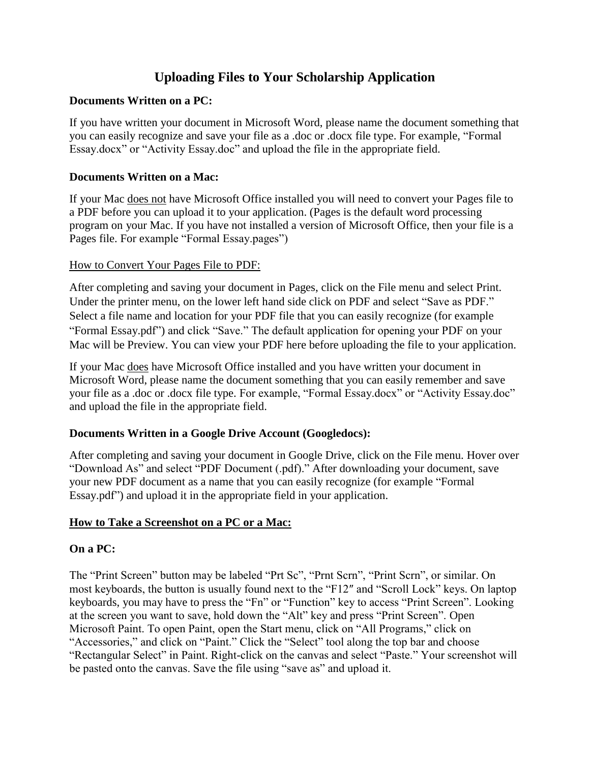# Uploading Files to Your Scholarship Application

**Documents Written on a PC:**

If you have written your document in Microsoft Word, please name the document something that you can easily recognize and save your file as a .doc or .docx file type. For example, "Formal Essay.docx" or "Activity Essay.doc" and upload the file in the appropriate field.

**Documents Written on a Mac:**

If your Mac <u>does not</u> have Microsoft Office installed you will need to convert your Pages file to a PDF before you can upload it to your application. (Pages is the default word processing program on your Mac. If you have not installed a version of Microsoft Office, then your file is a Pages file. For example "Formal Essay.pages")

<u>How to Convert Your Pages File to PDF:</u>

After completing and saving your document in Pages, click on the File menu and select Print. Under the printer menu, on the lower left hand side click on PDF and select "Save as PDF." Select a file name and location for your PDF file that you can easily recognize (for example "Formal Essay.pdf") and click "Save." The default application for opening your PDF on your Mac will be Preview. You can view your PDF here before uploading the file to your application.

If your Mac <u>does</u> have Microsoft Office installed and you have written your document in Microsoft Word, please name the document something that you can easily remember and save your file as a .doc or .docx file type. For example, "Formal Essay.docx" or "Activity Essay.doc" and upload the file in the appropriate field.

**Documents Written in a Google Drive Account (Googledocs):**

After completing and saving your document in Google Drive, click on the File menu. Hover over "Download As" and select "PDF Document (.pdf)." After downloading your document, save your new PDF document as a name that you can easily recognize (for example "Formal Essay.pdf") and upload it in the appropriate field in your application.

**<u>How to Take a Screenshot on a PC or a Mac:</u>**

**On a PC:**

The "Print Screen" button may be labeled "Prt Sc", "Prnt Scrn", "Print Scrn", or similar. On most keyboards, the button is usually found next to the "F12″ and "Scroll Lock" keys. On laptop keyboards, you may have to press the "Fn" or "Function" key to access "Print Screen". Looking at the screen you want to save, hold down the "Alt" key and press "Print Screen". Open Microsoft Paint. To open Paint, open the Start menu, click on "All Programs," click on "Accessories," and click on "Paint." Click the "Select" tool along the top bar and choose "Rectangular Select" in Paint. Right-click on the canvas and select "Paste." Your screenshot will be pasted onto the canvas. Save the file using "save as" and upload it.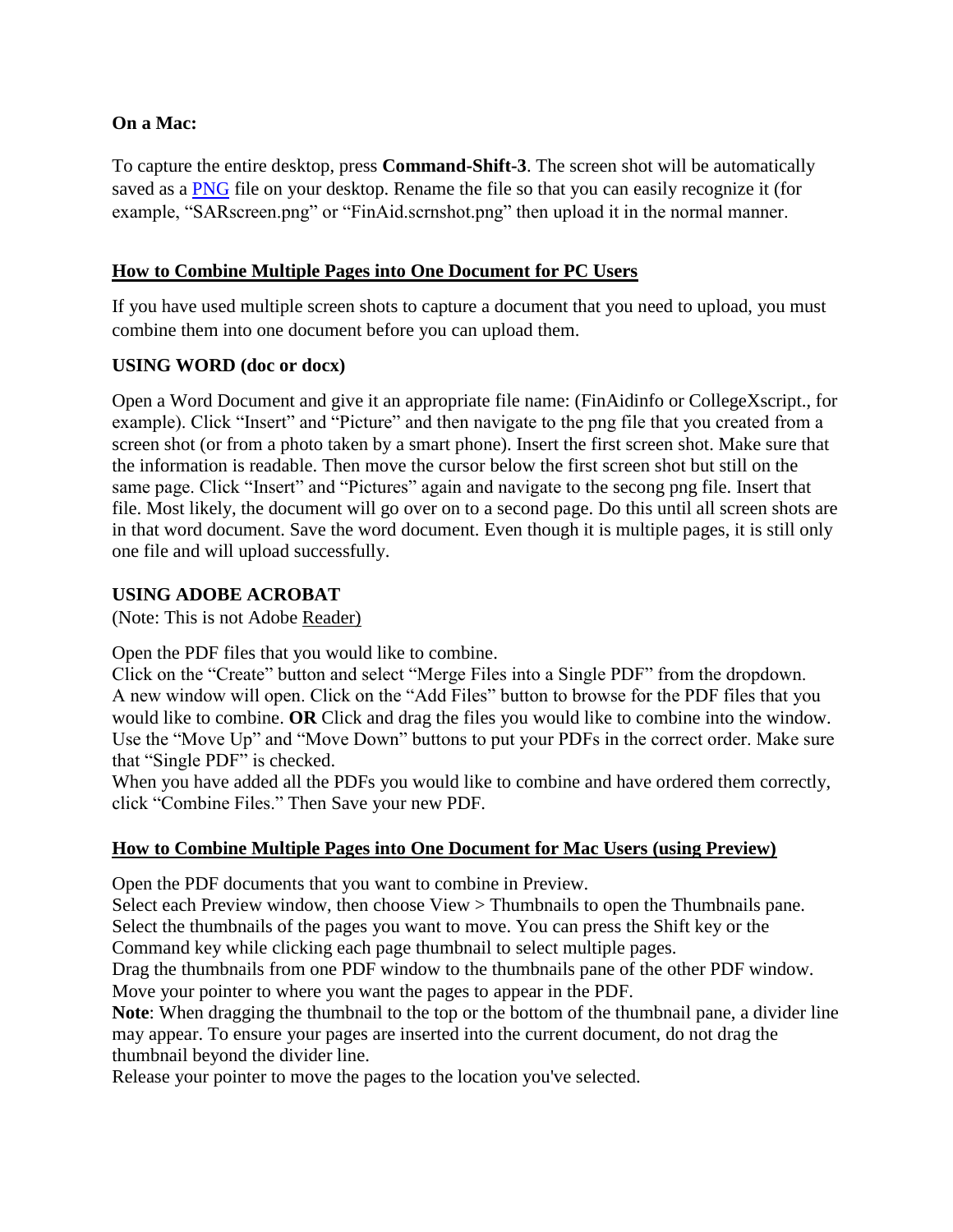**On a Mac:**

To capture the entire desktop, press **Command-Shift-3**. The screen shot will be automatically saved as a [PNG](PNG) file on your desktop. Rename the file so that you can easily recognize it (for example, "SARscreen.png" or "FinAid.scrnshot.png" then upload it in the normal manner.

## How to Combine Multiple Pages into One Document for PC Users

If you have used multiple screen shots to capture a document that you need to upload, you must combine them into one document before you can upload them.

### USING WORD (doc or docx)

Open a Word Document and give it an appropriate file name: (FinAidinfo or CollegeXscript., for example). Click "Insert" and "Picture" and then navigate to the png file that you created from a screen shot (or from a photo taken by a smart phone). Insert the first screen shot. Make sure that the information is readable. Then move the cursor below the first screen shot but still on the same page. Click "Insert" and "Pictures" again and navigate to the secong png file. Insert that file. Most likely, the document will go over on to a second page. Do this until all screen shots are in that word document. Save the word document. Even though it is multiple pages, it is still only one file and will upload successfully.

### USING ADOBE ACROBAT

(Note: This is not Adobe Reader)

Open the PDF files that you would like to combine.
Click on the "Create" button and select "Merge Files into a Single PDF" from the dropdown.
A new window will open. Click on the "Add Files" button to browse for the PDF files that you would like to combine. **OR** Click and drag the files you would like to combine into the window.
Use the "Move Up" and "Move Down" buttons to put your PDFs in the correct order. Make sure that "Single PDF" is checked.
When you have added all the PDFs you would like to combine and have ordered them correctly, click "Combine Files." Then Save your new PDF.

## How to Combine Multiple Pages into One Document for Mac Users (using Preview)

Open the PDF documents that you want to combine in Preview.
Select each Preview window, then choose View > Thumbnails to open the Thumbnails pane.
Select the thumbnails of the pages you want to move. You can press the Shift key or the Command key while clicking each page thumbnail to select multiple pages.
Drag the thumbnails from one PDF window to the thumbnails pane of the other PDF window.
Move your pointer to where you want the pages to appear in the PDF.
**Note**: When dragging the thumbnail to the top or the bottom of the thumbnail pane, a divider line may appear. To ensure your pages are inserted into the current document, do not drag the thumbnail beyond the divider line.
Release your pointer to move the pages to the location you've selected.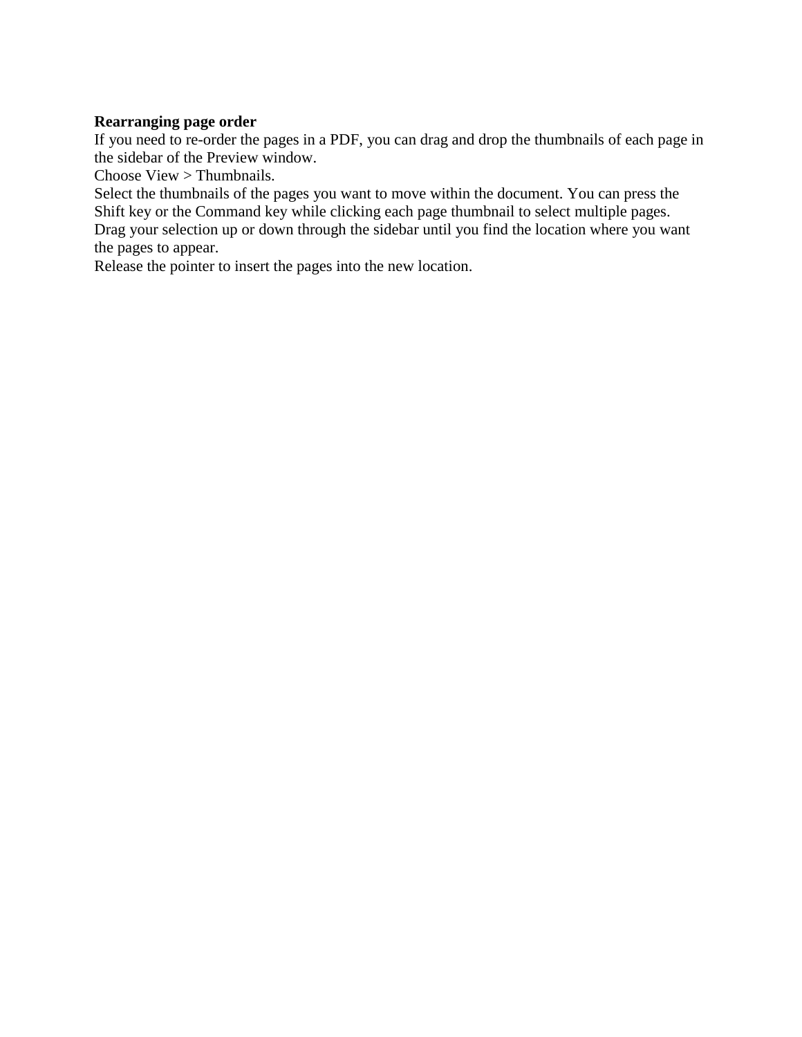**Rearranging page order**

If you need to re-order the pages in a PDF, you can drag and drop the thumbnails of each page in the sidebar of the Preview window.

Choose View > Thumbnails.

Select the thumbnails of the pages you want to move within the document. You can press the Shift key or the Command key while clicking each page thumbnail to select multiple pages.

Drag your selection up or down through the sidebar until you find the location where you want the pages to appear.

Release the pointer to insert the pages into the new location.